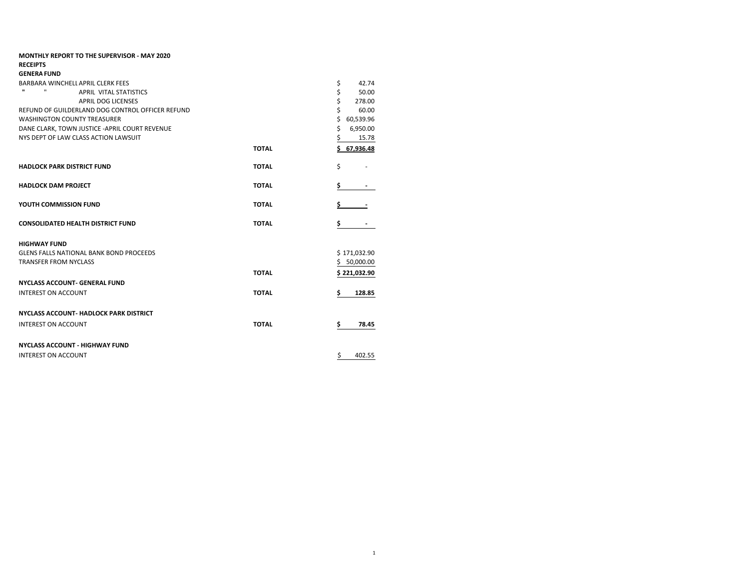**MONTHLY REPORT TO THE SUPERVISOR - MAY 2020**

**RECEIPTS**

**GENERA FUND**

| | | |
|---|---|---|
| BARBARA WINCHELL APRIL CLERK FEES | | $ 42.74 |
| " " APRIL VITAL STATISTICS | | $ 50.00 |
| APRIL DOG LICENSES | | $ 278.00 |
| REFUND OF GUILDERLAND DOG CONTROL OFFICER REFUND | | $ 60.00 |
| WASHINGTON COUNTY TREASURER | | $ 60,539.96 |
| DANE CLARK, TOWN JUSTICE -APRIL COURT REVENUE | | $ 6,950.00 |
| NYS DEPT OF LAW CLASS ACTION LAWSUIT | | $ 15.78 |
| | **TOTAL** | **$ 67,936.48** |
| **HADLOCK PARK DISTRICT FUND** | **TOTAL** | $ - |
| **HADLOCK DAM PROJECT** | **TOTAL** | **$ -** |
| **YOUTH COMMISSION FUND** | **TOTAL** | **$ -** |
| **CONSOLIDATED HEALTH DISTRICT FUND** | **TOTAL** | **$ -** |
| **HIGHWAY FUND** | | |
| GLENS FALLS NATIONAL BANK BOND PROCEEDS | | $ 171,032.90 |
| TRANSFER FROM NYCLASS | | $ 50,000.00 |
| | **TOTAL** | **$ 221,032.90** |
| **NYCLASS ACCOUNT- GENERAL FUND** | | |
| INTEREST ON ACCOUNT | **TOTAL** | **$ 128.85** |
| **NYCLASS ACCOUNT- HADLOCK PARK DISTRICT** | | |
| INTEREST ON ACCOUNT | **TOTAL** | **$ 78.45** |
| **NYCLASS ACCOUNT - HIGHWAY FUND** | | |
| INTEREST ON ACCOUNT | | $ 402.55 |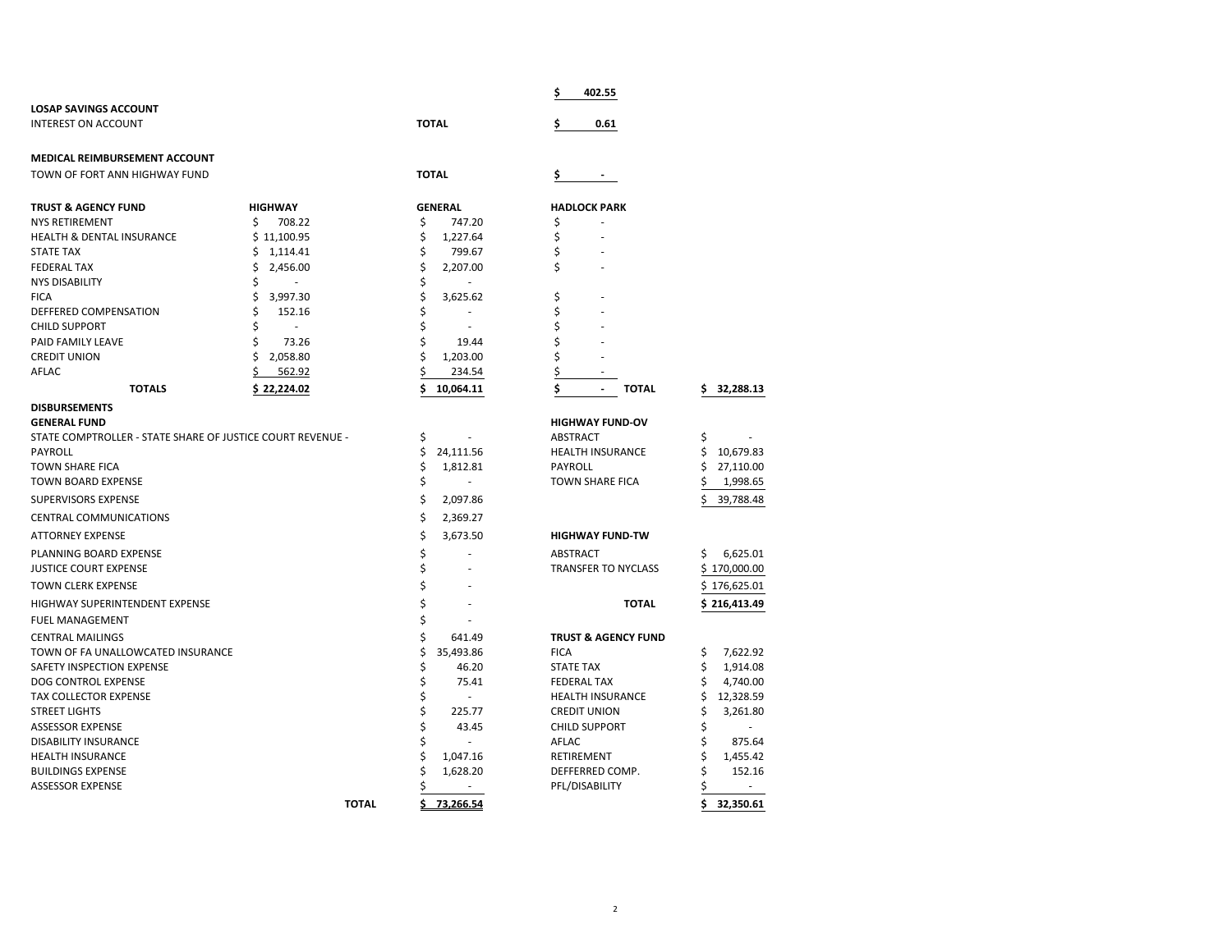| | | | |
|---|---|---|---|
| | | | $ 402.55 |

**LOSAP SAVINGS ACCOUNT**

| | | |
|---|---|---|
| INTEREST ON ACCOUNT | TOTAL | $ 0.61 |

**MEDICAL REIMBURSEMENT ACCOUNT**

| | | |
|---|---|---|
| TOWN OF FORT ANN HIGHWAY FUND | TOTAL | $ - |

| TRUST & AGENCY FUND | HIGHWAY | GENERAL | HADLOCK PARK | | |
|---|---|---|---|---|---|
| NYS RETIREMENT | $ 708.22 | $ 747.20 | $ - | | |
| HEALTH & DENTAL INSURANCE | $ 11,100.95 | $ 1,227.64 | $ - | | |
| STATE TAX | $ 1,114.41 | $ 799.67 | $ - | | |
| FEDERAL TAX | $ 2,456.00 | $ 2,207.00 | $ - | | |
| NYS DISABILITY | $ - | $ - | | | |
| FICA | $ 3,997.30 | $ 3,625.62 | $ - | | |
| DEFFERED COMPENSATION | $ 152.16 | $ - | $ - | | |
| CHILD SUPPORT | $ - | $ - | $ - | | |
| PAID FAMILY LEAVE | $ 73.26 | $ 19.44 | $ - | | |
| CREDIT UNION | $ 2,058.80 | $ 1,203.00 | $ - | | |
| AFLAC | $ 562.92 | $ 234.54 | $ - | | |
| **TOTALS** | **$ 22,224.02** | **$ 10,064.11** | **$ -** | **TOTAL** | **$ 32,288.13** |

**DISBURSEMENTS**

| GENERAL FUND | | HIGHWAY FUND-OV | |
|---|---|---|---|
| STATE COMPTROLLER - STATE SHARE OF JUSTICE COURT REVENUE - | $ - | ABSTRACT | $ - |
| PAYROLL | $ 24,111.56 | HEALTH INSURANCE | $ 10,679.83 |
| TOWN SHARE FICA | $ 1,812.81 | PAYROLL | $ 27,110.00 |
| TOWN BOARD EXPENSE | $ - | TOWN SHARE FICA | $ 1,998.65 |
| SUPERVISORS EXPENSE | $ 2,097.86 | | $ 39,788.48 |
| CENTRAL COMMUNICATIONS | $ 2,369.27 | | |
| ATTORNEY EXPENSE | $ 3,673.50 | **HIGHWAY FUND-TW** | |
| PLANNING BOARD EXPENSE | $ - | ABSTRACT | $ 6,625.01 |
| JUSTICE COURT EXPENSE | $ - | TRANSFER TO NYCLASS | $ 170,000.00 |
| TOWN CLERK EXPENSE | $ - | | $ 176,625.01 |
| HIGHWAY SUPERINTENDENT EXPENSE | $ - | **TOTAL** | **$ 216,413.49** |
| FUEL MANAGEMENT | $ - | | |
| CENTRAL MAILINGS | $ 641.49 | **TRUST & AGENCY FUND** | |
| TOWN OF FA UNALLOWCATED INSURANCE | $ 35,493.86 | FICA | $ 7,622.92 |
| SAFETY INSPECTION EXPENSE | $ 46.20 | STATE TAX | $ 1,914.08 |
| DOG CONTROL EXPENSE | $ 75.41 | FEDERAL TAX | $ 4,740.00 |
| TAX COLLECTOR EXPENSE | $ - | HEALTH INSURANCE | $ 12,328.59 |
| STREET LIGHTS | $ 225.77 | CREDIT UNION | $ 3,261.80 |
| ASSESSOR EXPENSE | $ 43.45 | CHILD SUPPORT | $ - |
| DISABILITY INSURANCE | $ - | AFLAC | $ 875.64 |
| HEALTH INSURANCE | $ 1,047.16 | RETIREMENT | $ 1,455.42 |
| BUILDINGS EXPENSE | $ 1,628.20 | DEFFERRED COMP. | $ 152.16 |
| ASSESSOR EXPENSE | $ - | PFL/DISABILITY | $ - |
| **TOTAL** | **$ 73,266.54** | | **$ 32,350.61** |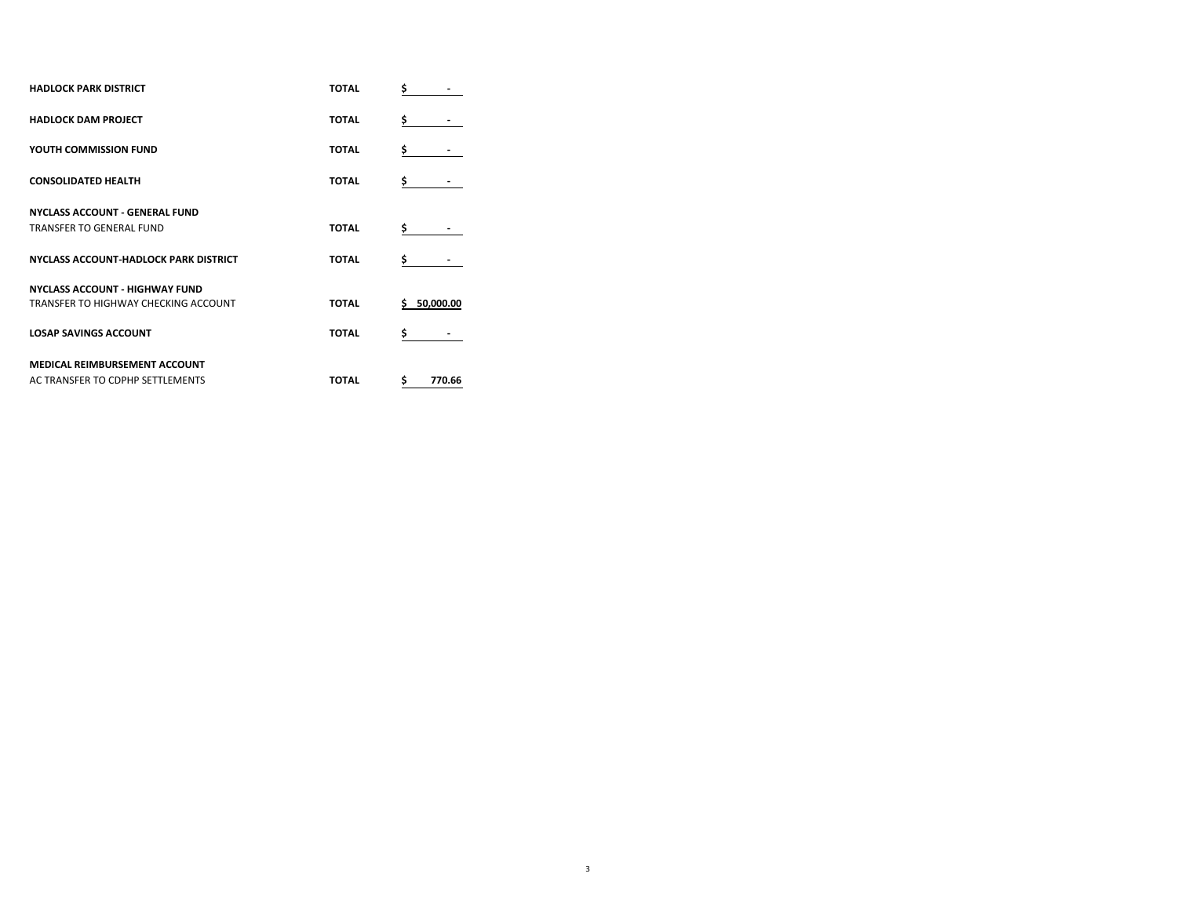| | | |
|---|---|---|
| **HADLOCK PARK DISTRICT** | **TOTAL** | **$ -** |
| **HADLOCK DAM PROJECT** | **TOTAL** | **$ -** |
| **YOUTH COMMISSION FUND** | **TOTAL** | **$ -** |
| **CONSOLIDATED HEALTH** | **TOTAL** | **$ -** |
| **NYCLASS ACCOUNT - GENERAL FUND** | | |
| TRANSFER TO GENERAL FUND | **TOTAL** | **$ -** |
| **NYCLASS ACCOUNT-HADLOCK PARK DISTRICT** | **TOTAL** | **$ -** |
| **NYCLASS ACCOUNT - HIGHWAY FUND** | | |
| TRANSFER TO HIGHWAY CHECKING ACCOUNT | **TOTAL** | **$ 50,000.00** |
| **LOSAP SAVINGS ACCOUNT** | **TOTAL** | **$ -** |
| **MEDICAL REIMBURSEMENT ACCOUNT** | | |
| AC TRANSFER TO CDPHP SETTLEMENTS | **TOTAL** | **$ 770.66** |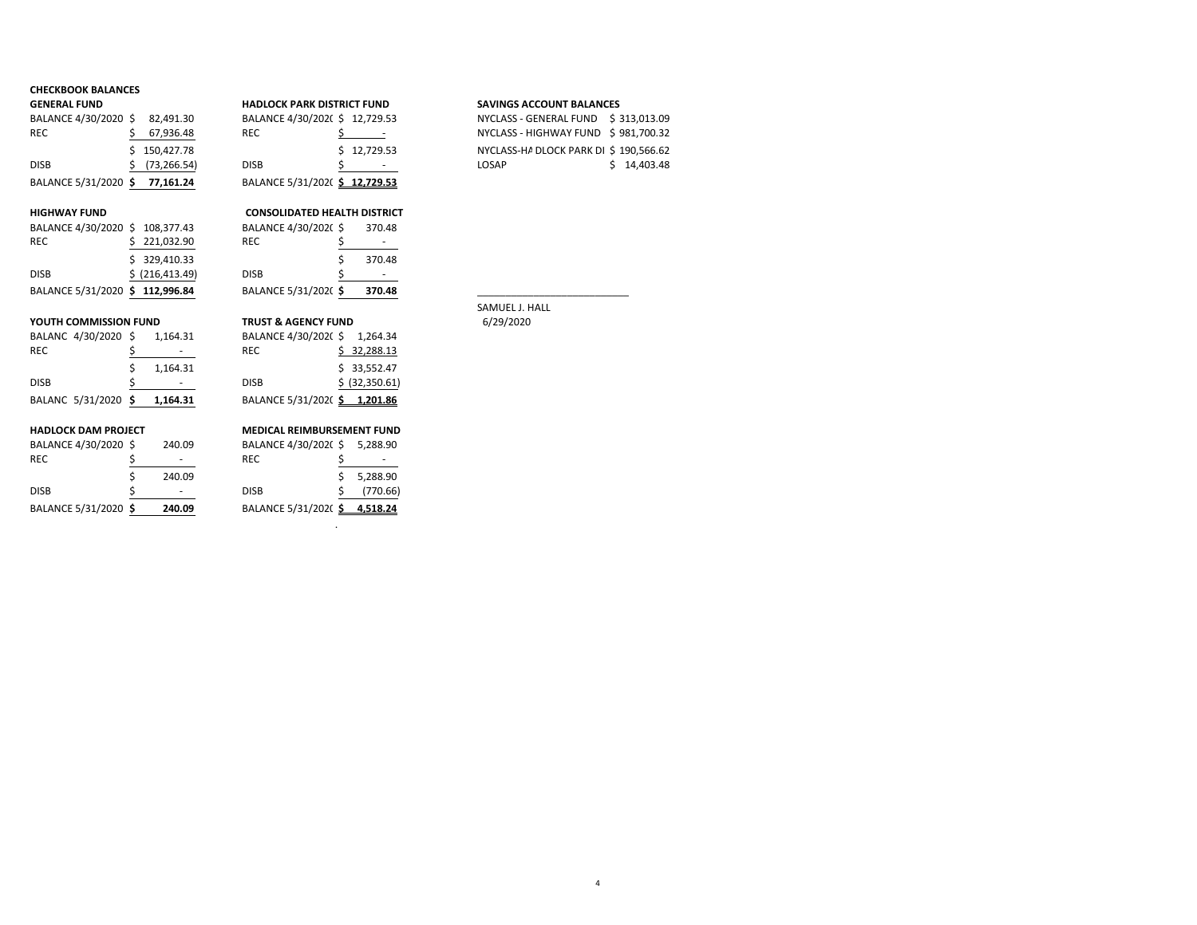## CHECKBOOK BALANCES

### GENERAL FUND

| | |
|---|---|
| BALANCE 4/30/2020 | $ 82,491.30 |
| REC | $ 67,936.48 |
| | $ 150,427.78 |
| DISB | $ (73,266.54) |
| **BALANCE 5/31/2020** | **$ 77,161.24** |

### HADLOCK PARK DISTRICT FUND

| | |
|---|---|
| BALANCE 4/30/202( | $ 12,729.53 |
| REC | $ - |
| | $ 12,729.53 |
| DISB | $ - |
| BALANCE 5/31/202( | **$ 12,729.53** |

### SAVINGS ACCOUNT BALANCES

| | |
|---|---|
| NYCLASS - GENERAL FUND | $ 313,013.09 |
| NYCLASS - HIGHWAY FUND | $ 981,700.32 |
| NYCLASS-HA DLOCK PARK DI | $ 190,566.62 |
| LOSAP | $ 14,403.48 |

### HIGHWAY FUND

| | |
|---|---|
| BALANCE 4/30/2020 | $ 108,377.43 |
| REC | $ 221,032.90 |
| | $ 329,410.33 |
| DISB | $ (216,413.49) |
| **BALANCE 5/31/2020** | **$ 112,996.84** |

### CONSOLIDATED HEALTH DISTRICT

| | |
|---|---|
| BALANCE 4/30/202( | $ 370.48 |
| REC | $ - |
| | $ 370.48 |
| DISB | $ - |
| BALANCE 5/31/202( | **$ 370.48** |

### YOUTH COMMISSION FUND

| | |
|---|---|
| BALANC 4/30/2020 | $ 1,164.31 |
| REC | $ - |
| | $ 1,164.31 |
| DISB | $ - |
| **BALANC 5/31/2020** | **$ 1,164.31** |

### TRUST & AGENCY FUND

| | |
|---|---|
| BALANCE 4/30/202( | $ 1,264.34 |
| REC | $ 32,288.13 |
| | $ 33,552.47 |
| DISB | $ (32,350.61) |
| BALANCE 5/31/202( | **$ 1,201.86** |

### HADLOCK DAM PROJECT

| | |
|---|---|
| BALANCE 4/30/2020 | $ 240.09 |
| REC | $ - |
| | $ 240.09 |
| DISB | $ - |
| **BALANCE 5/31/2020** | **$ 240.09** |

### MEDICAL REIMBURSEMENT FUND

| | |
|---|---|
| BALANCE 4/30/202( | $ 5,288.90 |
| REC | $ - |
| | $ 5,288.90 |
| DISB | $ (770.66) |
| BALANCE 5/31/202( | **$ 4,518.24** |

\_\_\_\_\_\_\_\_\_\_\_\_\_\_\_\_\_\_\_\_\_\_\_\_\_\_\_\_

SAMUEL J. HALL

6/29/2020